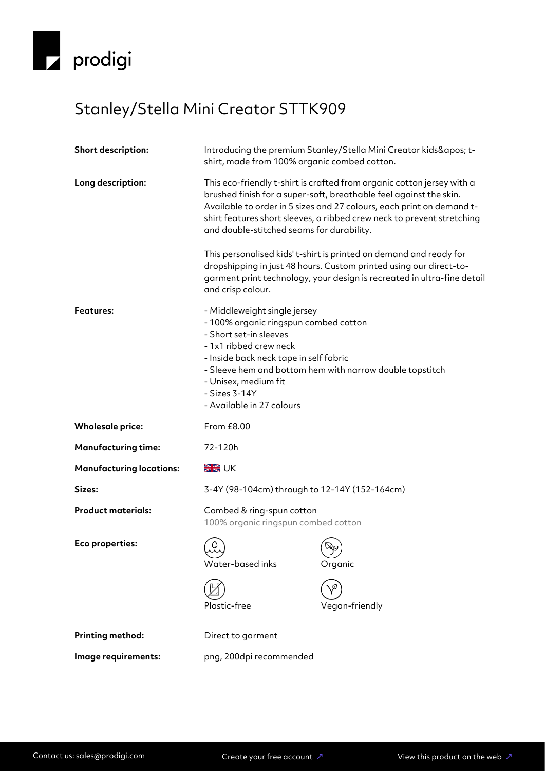prodigi

# Stanley/Stella Mini Creator STTK909

**Short description:** Introducing the premium Stanley/Stella Mini Creator kids&apos; t-shirt, made from 100% organic combed cotton.

**Long description:** This eco-friendly t-shirt is crafted from organic cotton jersey with a brushed finish for a super-soft, breathable feel against the skin. Available to order in 5 sizes and 27 colours, each print on demand t-shirt features short sleeves, a ribbed crew neck to prevent stretching and double-stitched seams for durability.

This personalised kids' t-shirt is printed on demand and ready for dropshipping in just 48 hours. Custom printed using our direct-to-garment print technology, your design is recreated in ultra-fine detail and crisp colour.

**Features:**

- Middleweight single jersey
- 100% organic ringspun combed cotton
- Short set-in sleeves
- 1x1 ribbed crew neck
- Inside back neck tape in self fabric
- Sleeve hem and bottom hem with narrow double topstitch
- Unisex, medium fit
- Sizes 3-14Y
- Available in 27 colours

**Wholesale price:** From £8.00

**Manufacturing time:** 72-120h

**Manufacturing locations:** UK

**Sizes:** 3-4Y (98-104cm) through to 12-14Y (152-164cm)

**Product materials:** Combed & ring-spun cotton
100% organic ringspun combed cotton

**Eco properties:**

- Water-based inks
- Organic
- Plastic-free
- Vegan-friendly

**Printing method:** Direct to garment

**Image requirements:** png, 200dpi recommended

Contact us: sales@prodigi.com | Create your free account ↗ | View this product on the web ↗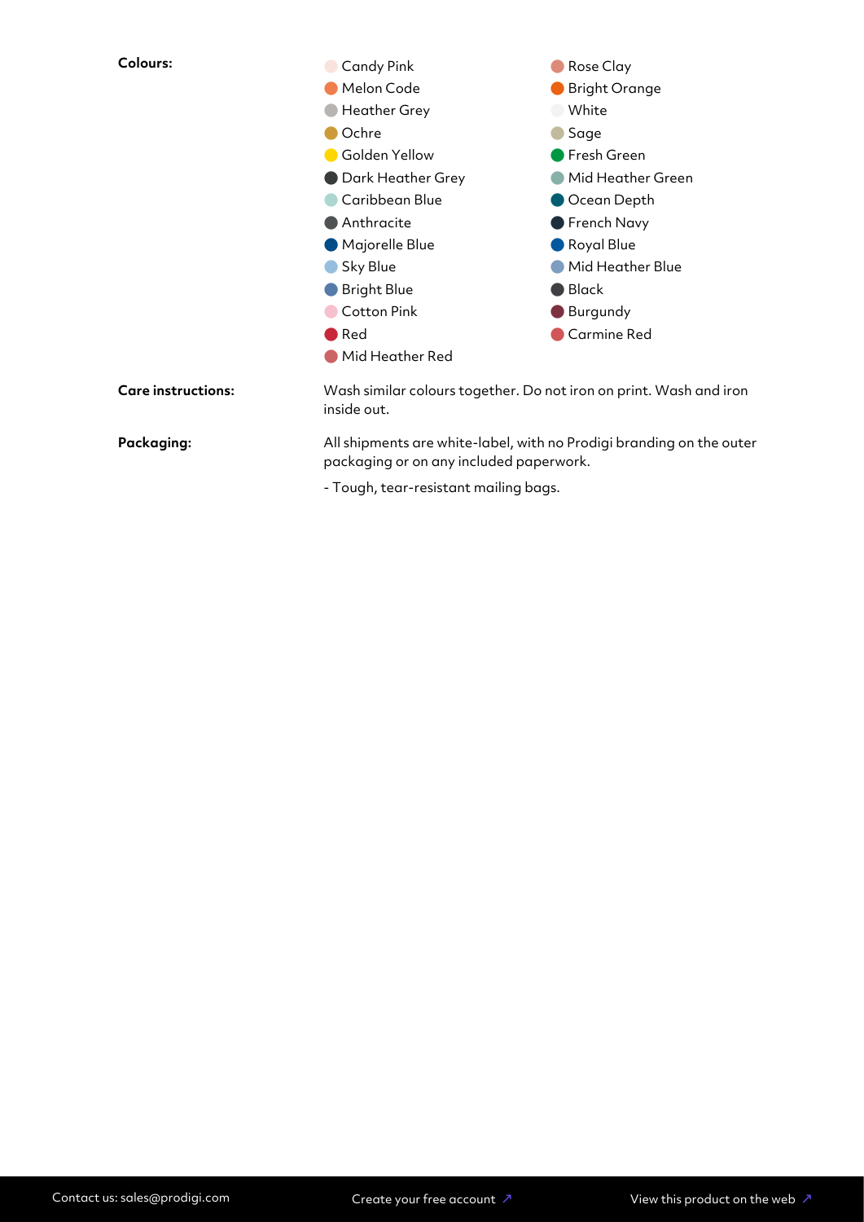**Colours:**

- Candy Pink
- Melon Code
- Heather Grey
- Ochre
- Golden Yellow
- Dark Heather Grey
- Caribbean Blue
- Anthracite
- Majorelle Blue
- Sky Blue
- Bright Blue
- Cotton Pink
- Red
- Mid Heather Red
- Rose Clay
- Bright Orange
- White
- Sage
- Fresh Green
- Mid Heather Green
- Ocean Depth
- French Navy
- Royal Blue
- Mid Heather Blue
- Black
- Burgundy
- Carmine Red

**Care instructions:**

Wash similar colours together. Do not iron on print. Wash and iron inside out.

**Packaging:**

All shipments are white-label, with no Prodigi branding on the outer packaging or on any included paperwork.

- Tough, tear-resistant mailing bags.

Contact us: sales@prodigi.com

Create your free account ↗

View this product on the web ↗